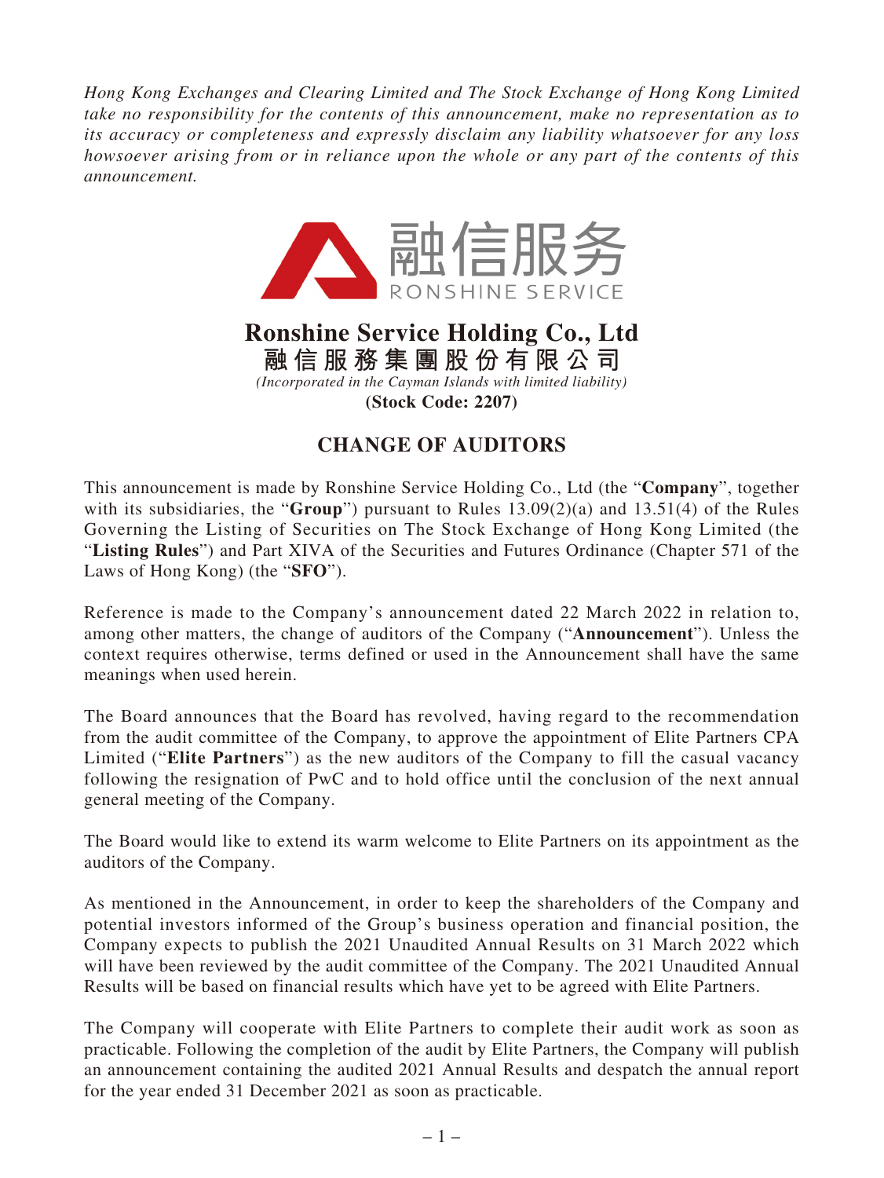*Hong Kong Exchanges and Clearing Limited and The Stock Exchange of Hong Kong Limited take no responsibility for the contents of this announcement, make no representation as to its accuracy or completeness and expressly disclaim any liability whatsoever for any loss howsoever arising from or in reliance upon the whole or any part of the contents of this announcement.*

融信服务
RONSHINE SERVICE

# Ronshine Service Holding Co., Ltd
# 融信服務集團股份有限公司

*(Incorporated in the Cayman Islands with limited liability)*

**(Stock Code: 2207)**

## CHANGE OF AUDITORS

This announcement is made by Ronshine Service Holding Co., Ltd (the "**Company**", together with its subsidiaries, the "**Group**") pursuant to Rules 13.09(2)(a) and 13.51(4) of the Rules Governing the Listing of Securities on The Stock Exchange of Hong Kong Limited (the "**Listing Rules**") and Part XIVA of the Securities and Futures Ordinance (Chapter 571 of the Laws of Hong Kong) (the "**SFO**").

Reference is made to the Company's announcement dated 22 March 2022 in relation to, among other matters, the change of auditors of the Company ("**Announcement**"). Unless the context requires otherwise, terms defined or used in the Announcement shall have the same meanings when used herein.

The Board announces that the Board has revolved, having regard to the recommendation from the audit committee of the Company, to approve the appointment of Elite Partners CPA Limited ("**Elite Partners**") as the new auditors of the Company to fill the casual vacancy following the resignation of PwC and to hold office until the conclusion of the next annual general meeting of the Company.

The Board would like to extend its warm welcome to Elite Partners on its appointment as the auditors of the Company.

As mentioned in the Announcement, in order to keep the shareholders of the Company and potential investors informed of the Group's business operation and financial position, the Company expects to publish the 2021 Unaudited Annual Results on 31 March 2022 which will have been reviewed by the audit committee of the Company. The 2021 Unaudited Annual Results will be based on financial results which have yet to be agreed with Elite Partners.

The Company will cooperate with Elite Partners to complete their audit work as soon as practicable. Following the completion of the audit by Elite Partners, the Company will publish an announcement containing the audited 2021 Annual Results and despatch the annual report for the year ended 31 December 2021 as soon as practicable.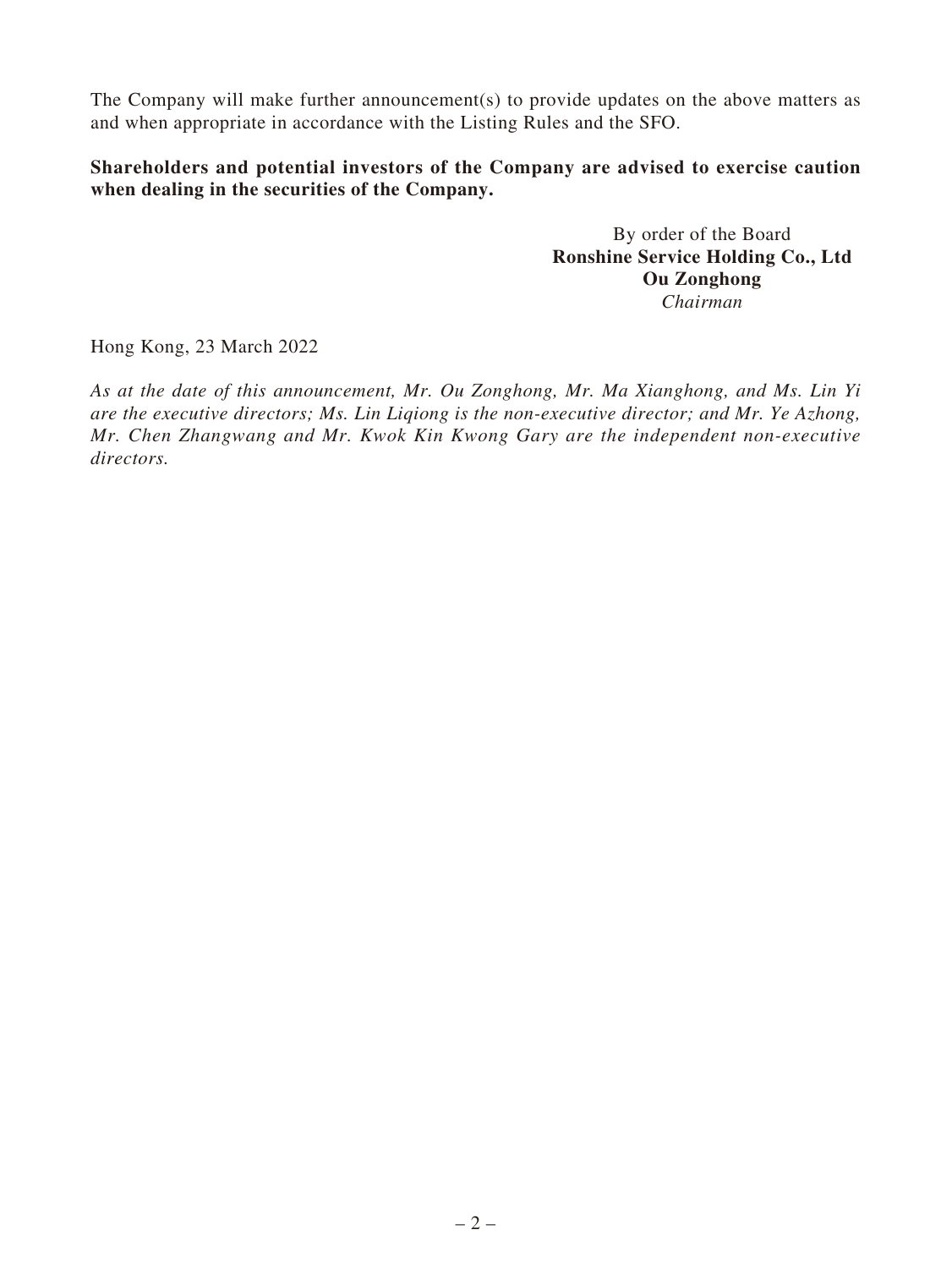The Company will make further announcement(s) to provide updates on the above matters as and when appropriate in accordance with the Listing Rules and the SFO.

**Shareholders and potential investors of the Company are advised to exercise caution when dealing in the securities of the Company.**

By order of the Board
**Ronshine Service Holding Co., Ltd**
**Ou Zonghong**
*Chairman*

Hong Kong, 23 March 2022

*As at the date of this announcement, Mr. Ou Zonghong, Mr. Ma Xianghong, and Ms. Lin Yi are the executive directors; Ms. Lin Liqiong is the non-executive director; and Mr. Ye Azhong, Mr. Chen Zhangwang and Mr. Kwok Kin Kwong Gary are the independent non-executive directors.*